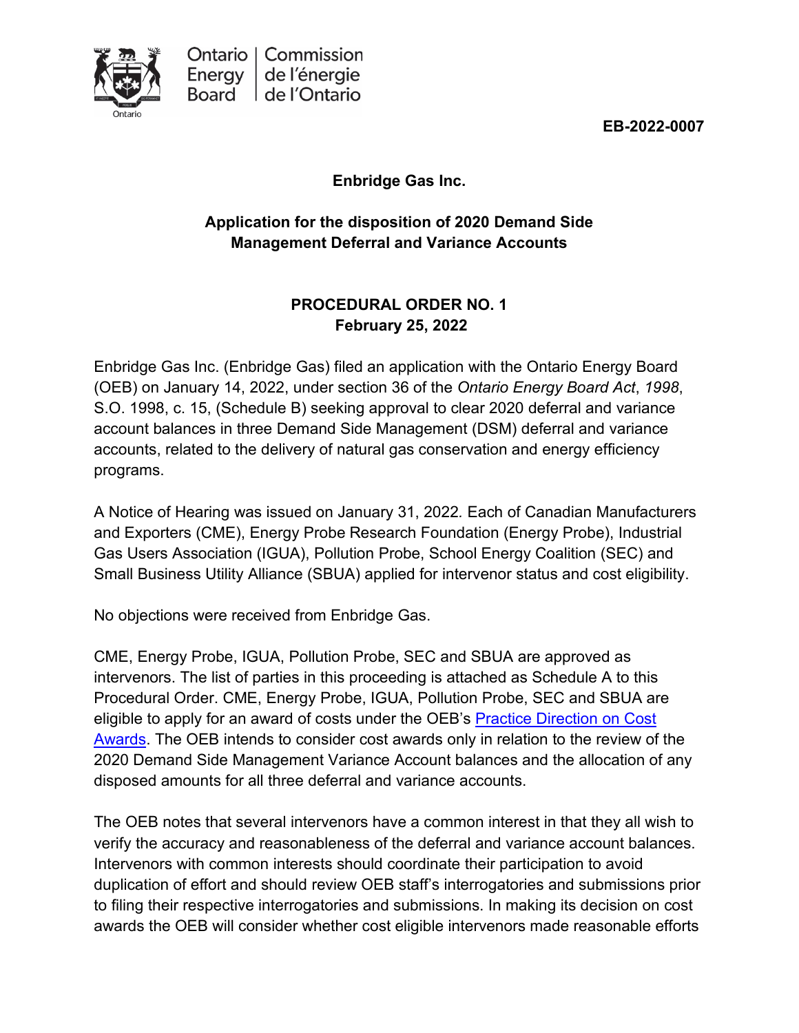Ontario Energy Board | Commission de l'énergie de l'Ontario

**EB-2022-0007**

**Enbridge Gas Inc.**

**Application for the disposition of 2020 Demand Side Management Deferral and Variance Accounts**

**PROCEDURAL ORDER NO. 1**
**February 25, 2022**

Enbridge Gas Inc. (Enbridge Gas) filed an application with the Ontario Energy Board (OEB) on January 14, 2022, under section 36 of the *Ontario Energy Board Act*, *1998*, S.O. 1998, c. 15, (Schedule B) seeking approval to clear 2020 deferral and variance account balances in three Demand Side Management (DSM) deferral and variance accounts, related to the delivery of natural gas conservation and energy efficiency programs.

A Notice of Hearing was issued on January 31, 2022*.* Each of Canadian Manufacturers and Exporters (CME), Energy Probe Research Foundation (Energy Probe), Industrial Gas Users Association (IGUA), Pollution Probe, School Energy Coalition (SEC) and Small Business Utility Alliance (SBUA) applied for intervenor status and cost eligibility.

No objections were received from Enbridge Gas.

CME, Energy Probe, IGUA, Pollution Probe, SEC and SBUA are approved as intervenors. The list of parties in this proceeding is attached as Schedule A to this Procedural Order. CME, Energy Probe, IGUA, Pollution Probe, SEC and SBUA are eligible to apply for an award of costs under the OEB's Practice Direction on Cost Awards. The OEB intends to consider cost awards only in relation to the review of the 2020 Demand Side Management Variance Account balances and the allocation of any disposed amounts for all three deferral and variance accounts.

The OEB notes that several intervenors have a common interest in that they all wish to verify the accuracy and reasonableness of the deferral and variance account balances. Intervenors with common interests should coordinate their participation to avoid duplication of effort and should review OEB staff's interrogatories and submissions prior to filing their respective interrogatories and submissions. In making its decision on cost awards the OEB will consider whether cost eligible intervenors made reasonable efforts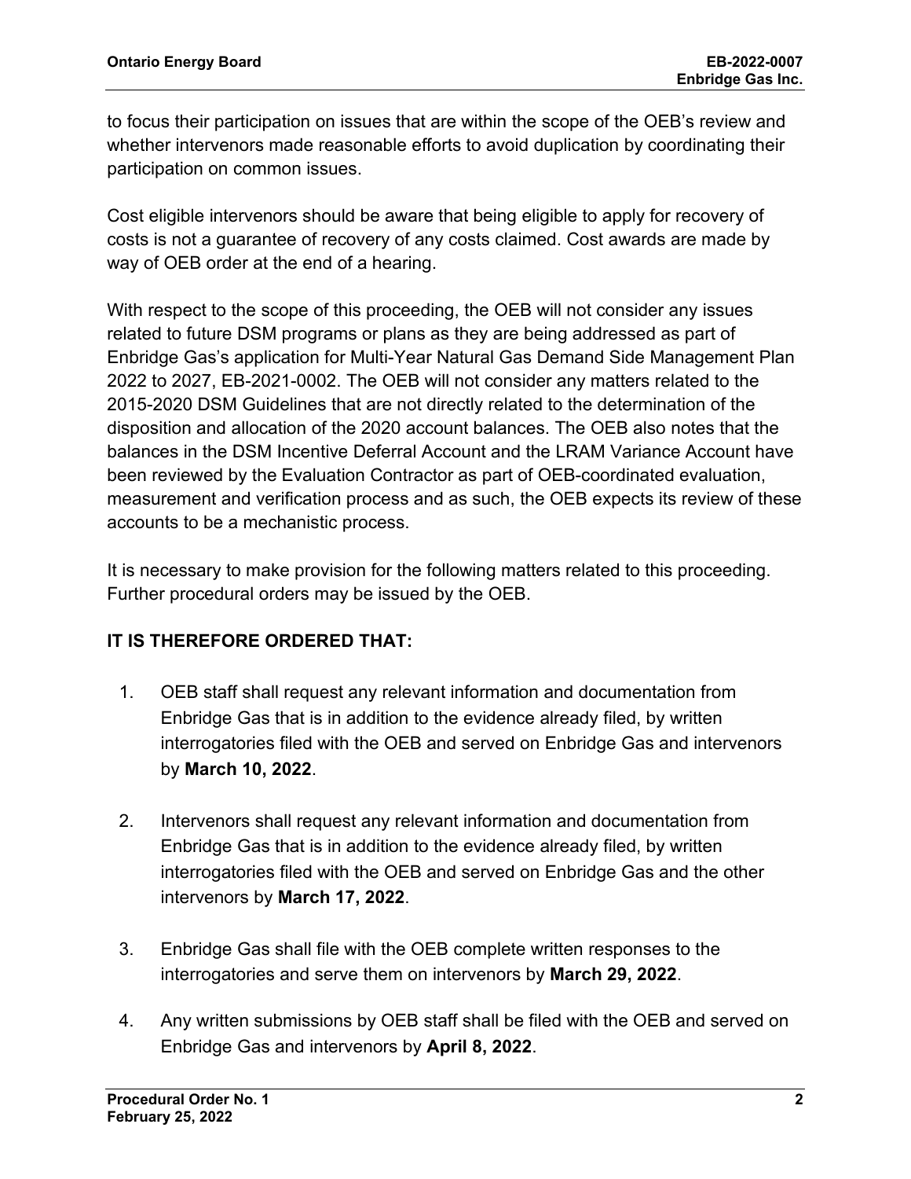to focus their participation on issues that are within the scope of the OEB's review and whether intervenors made reasonable efforts to avoid duplication by coordinating their participation on common issues.

Cost eligible intervenors should be aware that being eligible to apply for recovery of costs is not a guarantee of recovery of any costs claimed. Cost awards are made by way of OEB order at the end of a hearing.

With respect to the scope of this proceeding, the OEB will not consider any issues related to future DSM programs or plans as they are being addressed as part of Enbridge Gas's application for Multi-Year Natural Gas Demand Side Management Plan 2022 to 2027, EB-2021-0002. The OEB will not consider any matters related to the 2015-2020 DSM Guidelines that are not directly related to the determination of the disposition and allocation of the 2020 account balances. The OEB also notes that the balances in the DSM Incentive Deferral Account and the LRAM Variance Account have been reviewed by the Evaluation Contractor as part of OEB-coordinated evaluation, measurement and verification process and as such, the OEB expects its review of these accounts to be a mechanistic process.

It is necessary to make provision for the following matters related to this proceeding. Further procedural orders may be issued by the OEB.

**IT IS THEREFORE ORDERED THAT:**

1. OEB staff shall request any relevant information and documentation from Enbridge Gas that is in addition to the evidence already filed, by written interrogatories filed with the OEB and served on Enbridge Gas and intervenors by **March 10, 2022**.

2. Intervenors shall request any relevant information and documentation from Enbridge Gas that is in addition to the evidence already filed, by written interrogatories filed with the OEB and served on Enbridge Gas and the other intervenors by **March 17, 2022**.

3. Enbridge Gas shall file with the OEB complete written responses to the interrogatories and serve them on intervenors by **March 29, 2022**.

4. Any written submissions by OEB staff shall be filed with the OEB and served on Enbridge Gas and intervenors by **April 8, 2022**.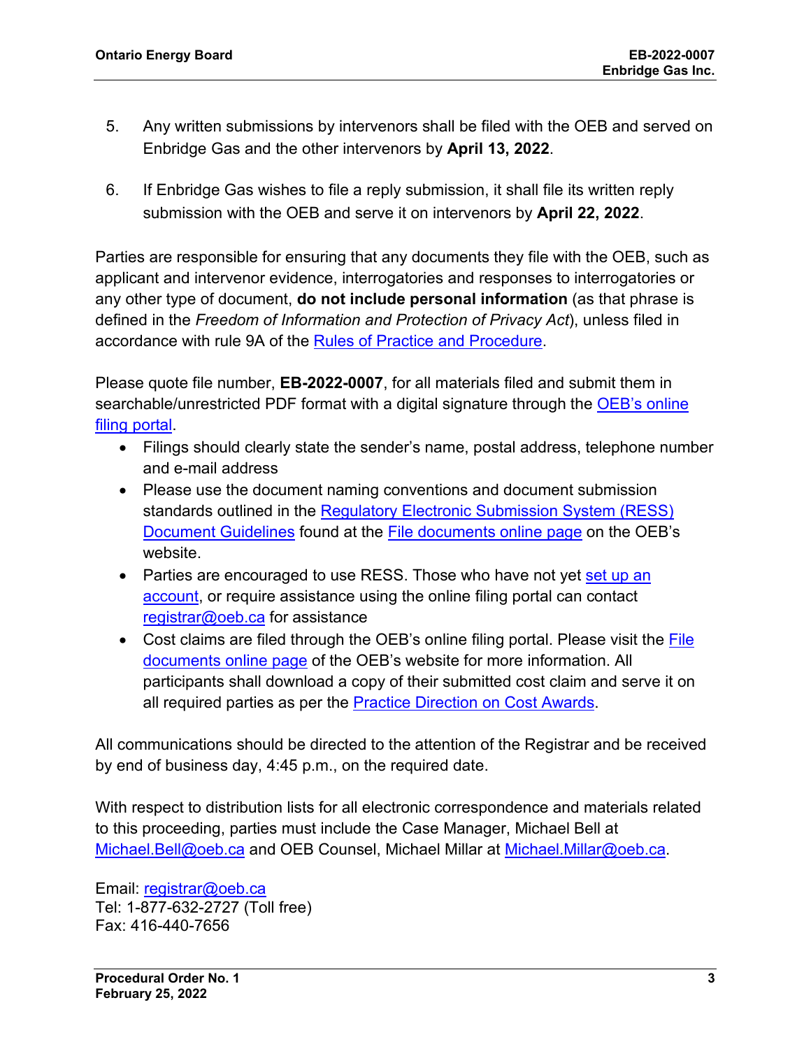5. Any written submissions by intervenors shall be filed with the OEB and served on Enbridge Gas and the other intervenors by **April 13, 2022**.

6. If Enbridge Gas wishes to file a reply submission, it shall file its written reply submission with the OEB and serve it on intervenors by **April 22, 2022**.

Parties are responsible for ensuring that any documents they file with the OEB, such as applicant and intervenor evidence, interrogatories and responses to interrogatories or any other type of document, **do not include personal information** (as that phrase is defined in the *Freedom of Information and Protection of Privacy Act*), unless filed in accordance with rule 9A of the Rules of Practice and Procedure.

Please quote file number, **EB-2022-0007**, for all materials filed and submit them in searchable/unrestricted PDF format with a digital signature through the OEB's online filing portal.

- Filings should clearly state the sender's name, postal address, telephone number and e-mail address
- Please use the document naming conventions and document submission standards outlined in the Regulatory Electronic Submission System (RESS) Document Guidelines found at the File documents online page on the OEB's website.
- Parties are encouraged to use RESS. Those who have not yet set up an account, or require assistance using the online filing portal can contact registrar@oeb.ca for assistance
- Cost claims are filed through the OEB's online filing portal. Please visit the File documents online page of the OEB's website for more information. All participants shall download a copy of their submitted cost claim and serve it on all required parties as per the Practice Direction on Cost Awards.

All communications should be directed to the attention of the Registrar and be received by end of business day, 4:45 p.m., on the required date.

With respect to distribution lists for all electronic correspondence and materials related to this proceeding, parties must include the Case Manager, Michael Bell at Michael.Bell@oeb.ca and OEB Counsel, Michael Millar at Michael.Millar@oeb.ca.

Email: registrar@oeb.ca
Tel: 1-877-632-2727 (Toll free)
Fax: 416-440-7656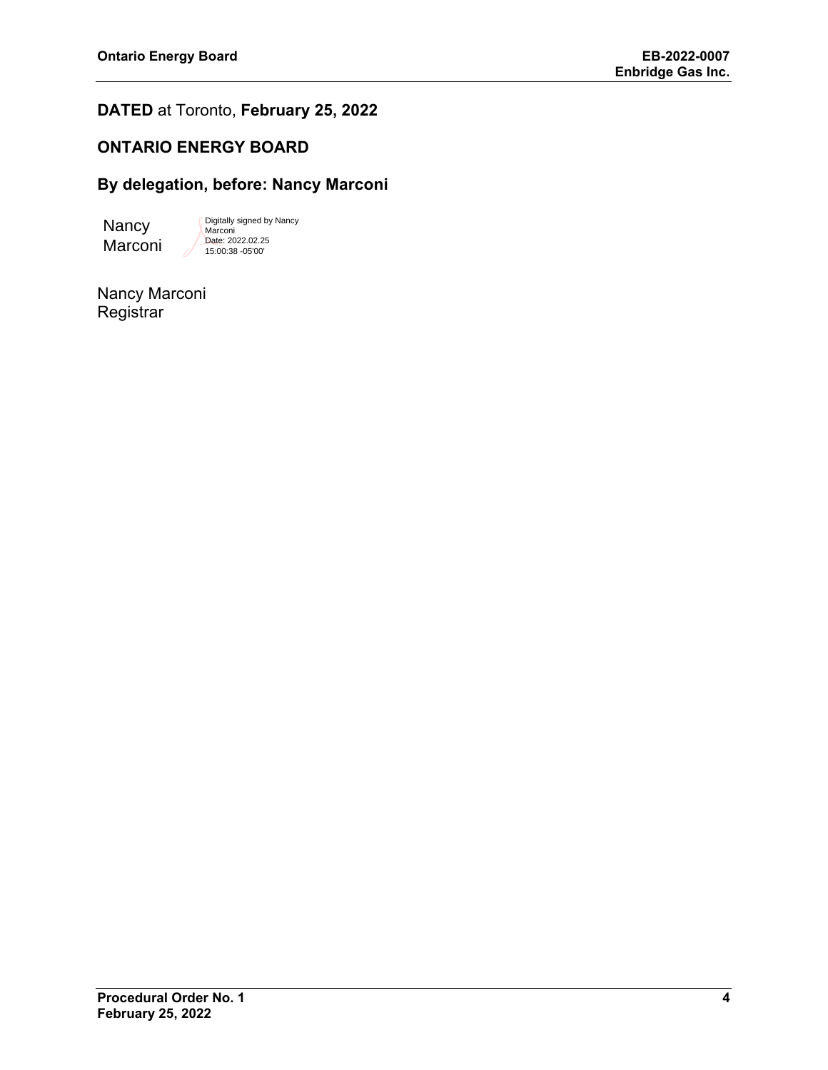**DATED** at Toronto, **February 25, 2022**

**ONTARIO ENERGY BOARD**

**By delegation, before: Nancy Marconi**

Nancy Marconi

Digitally signed by Nancy Marconi
Date: 2022.02.25 15:00:38 -05'00'

Nancy Marconi
Registrar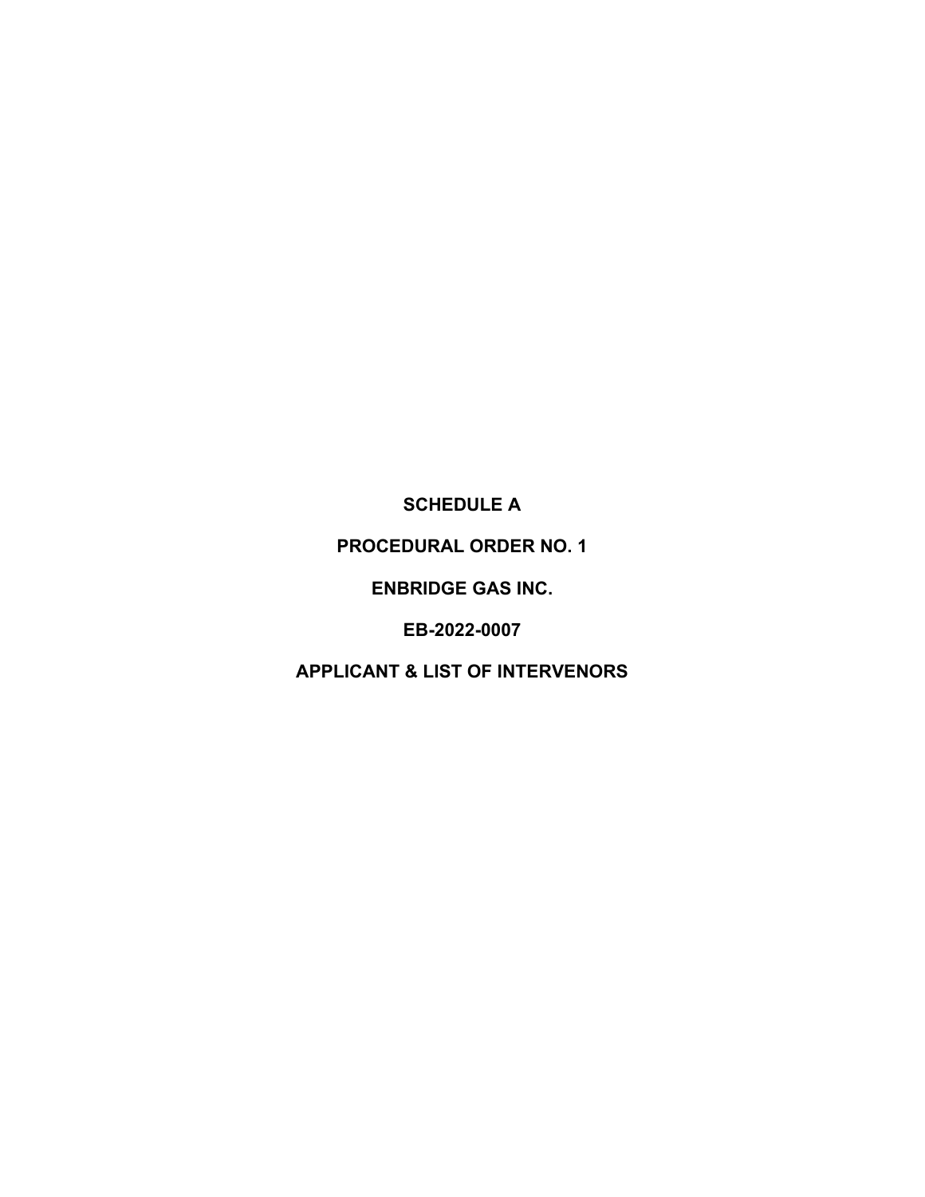# SCHEDULE A

# PROCEDURAL ORDER NO. 1

# ENBRIDGE GAS INC.

# EB-2022-0007

# APPLICANT & LIST OF INTERVENORS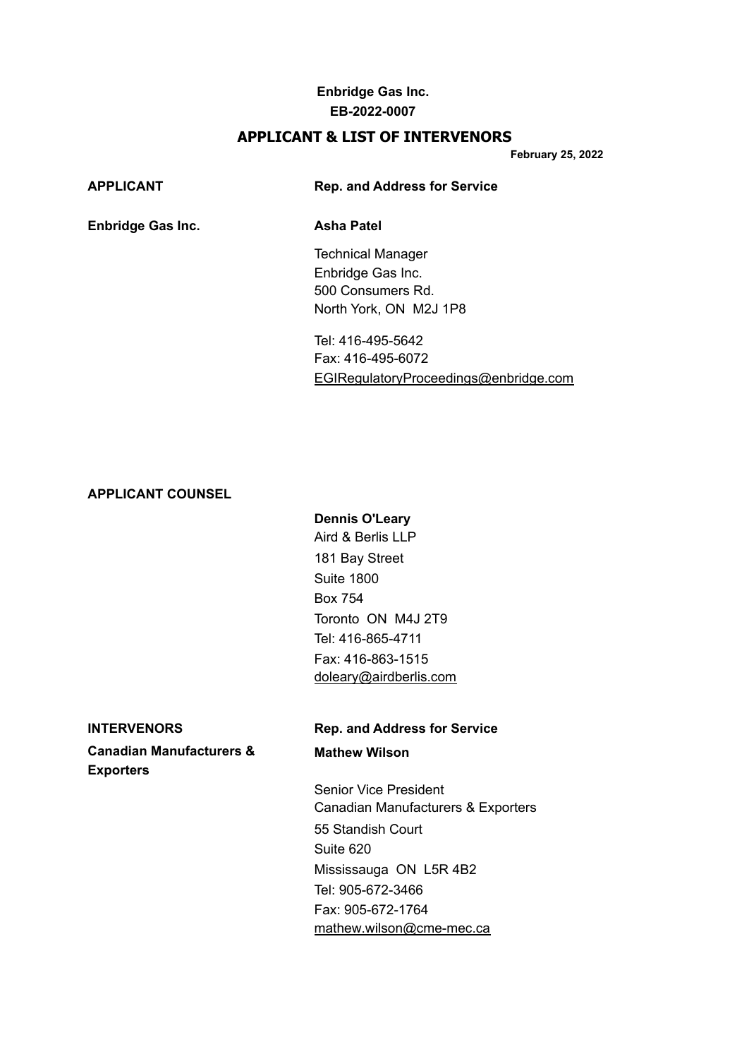**Enbridge Gas Inc.**
**EB-2022-0007**

## APPLICANT & LIST OF INTERVENORS

**February 25, 2022**

| **APPLICANT** | **Rep. and Address for Service** |
|---|---|
| **Enbridge Gas Inc.** | **Asha Patel**<br><br>Technical Manager<br>Enbridge Gas Inc.<br>500 Consumers Rd.<br>North York, ON M2J 1P8<br><br>Tel: 416-495-5642<br>Fax: 416-495-6072<br>EGIRegulatoryProceedings@enbridge.com |
| **APPLICANT COUNSEL** | |
| | **Dennis O'Leary**<br>Aird & Berlis LLP<br>181 Bay Street<br>Suite 1800<br>Box 754<br>Toronto ON M4J 2T9<br>Tel: 416-865-4711<br>Fax: 416-863-1515<br>doleary@airdberlis.com |

| **INTERVENORS** | **Rep. and Address for Service** |
|---|---|
| **Canadian Manufacturers & Exporters** | **Mathew Wilson**<br><br>Senior Vice President<br>Canadian Manufacturers & Exporters<br>55 Standish Court<br>Suite 620<br>Mississauga ON L5R 4B2<br>Tel: 905-672-3466<br>Fax: 905-672-1764<br>mathew.wilson@cme-mec.ca |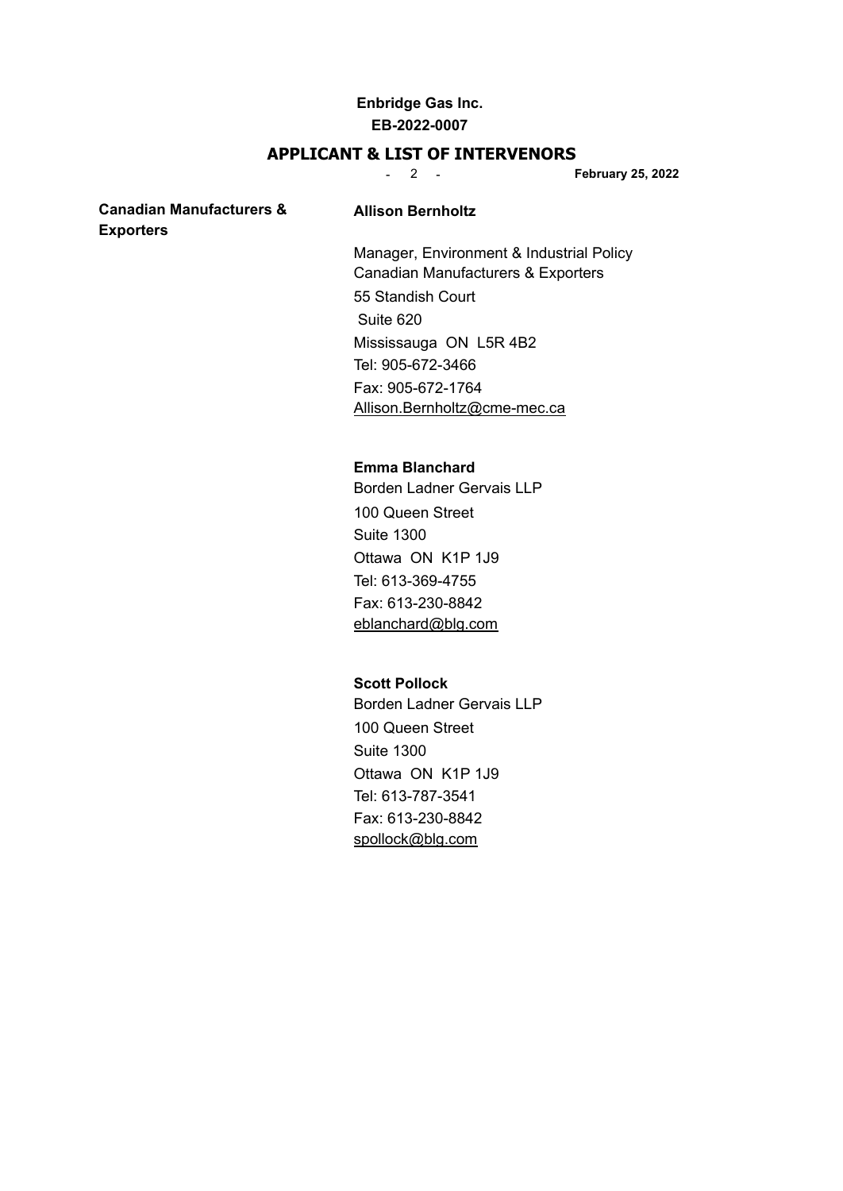| | |
|---|---|
| **Canadian Manufacturers & Exporters** | **Allison Bernholtz**<br><br>Manager, Environment & Industrial Policy<br>Canadian Manufacturers & Exporters<br>55 Standish Court<br>Suite 620<br>Mississauga ON L5R 4B2<br>Tel: 905-672-3466<br>Fax: 905-672-1764<br>Allison.Bernholtz@cme-mec.ca |
| | **Emma Blanchard**<br>Borden Ladner Gervais LLP<br>100 Queen Street<br>Suite 1300<br>Ottawa ON K1P 1J9<br>Tel: 613-369-4755<br>Fax: 613-230-8842<br>eblanchard@blg.com |
| | **Scott Pollock**<br>Borden Ladner Gervais LLP<br>100 Queen Street<br>Suite 1300<br>Ottawa ON K1P 1J9<br>Tel: 613-787-3541<br>Fax: 613-230-8842<br>spollock@blg.com |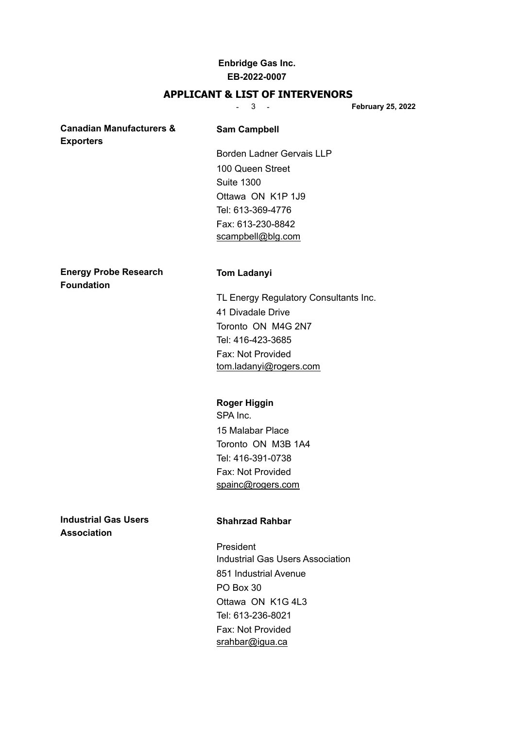**Enbridge Gas Inc.**
**EB-2022-0007**

## APPLICANT & LIST OF INTERVENORS

**February 25, 2022**

| | |
|---|---|
| **Canadian Manufacturers & Exporters** | **Sam Campbell**<br><br>Borden Ladner Gervais LLP<br>100 Queen Street<br>Suite 1300<br>Ottawa ON K1P 1J9<br>Tel: 613-369-4776<br>Fax: 613-230-8842<br>scampbell@blg.com |
| **Energy Probe Research Foundation** | **Tom Ladanyi**<br><br>TL Energy Regulatory Consultants Inc.<br>41 Divadale Drive<br>Toronto ON M4G 2N7<br>Tel: 416-423-3685<br>Fax: Not Provided<br>tom.ladanyi@rogers.com |
| | **Roger Higgin**<br>SPA Inc.<br>15 Malabar Place<br>Toronto ON M3B 1A4<br>Tel: 416-391-0738<br>Fax: Not Provided<br>spainc@rogers.com |
| **Industrial Gas Users Association** | **Shahrzad Rahbar**<br><br>President<br>Industrial Gas Users Association<br>851 Industrial Avenue<br>PO Box 30<br>Ottawa ON K1G 4L3<br>Tel: 613-236-8021<br>Fax: Not Provided<br>srahbar@igua.ca |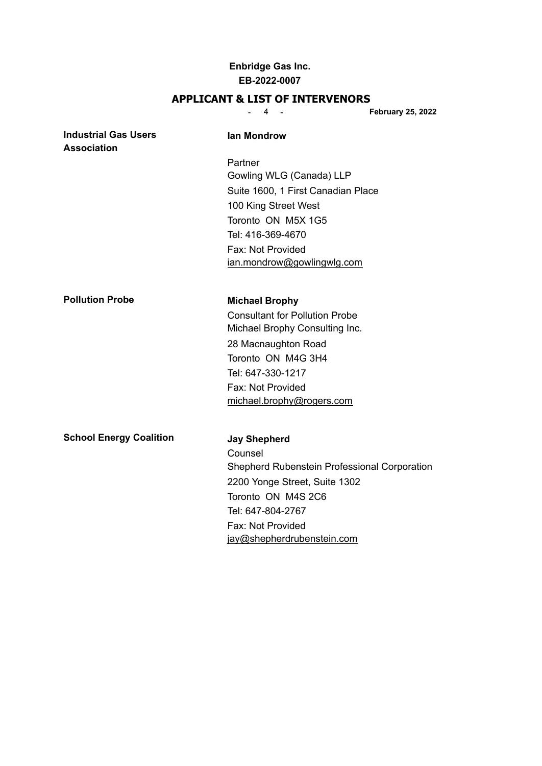| | |
|---|---|
| **Industrial Gas Users Association** | **Ian Mondrow**<br><br>Partner<br>Gowling WLG (Canada) LLP<br>Suite 1600, 1 First Canadian Place<br>100 King Street West<br>Toronto ON M5X 1G5<br>Tel: 416-369-4670<br>Fax: Not Provided<br>ian.mondrow@gowlingwlg.com |
| **Pollution Probe** | **Michael Brophy**<br>Consultant for Pollution Probe<br>Michael Brophy Consulting Inc.<br>28 Macnaughton Road<br>Toronto ON M4G 3H4<br>Tel: 647-330-1217<br>Fax: Not Provided<br>michael.brophy@rogers.com |
| **School Energy Coalition** | **Jay Shepherd**<br>Counsel<br>Shepherd Rubenstein Professional Corporation<br>2200 Yonge Street, Suite 1302<br>Toronto ON M4S 2C6<br>Tel: 647-804-2767<br>Fax: Not Provided<br>jay@shepherdrubenstein.com |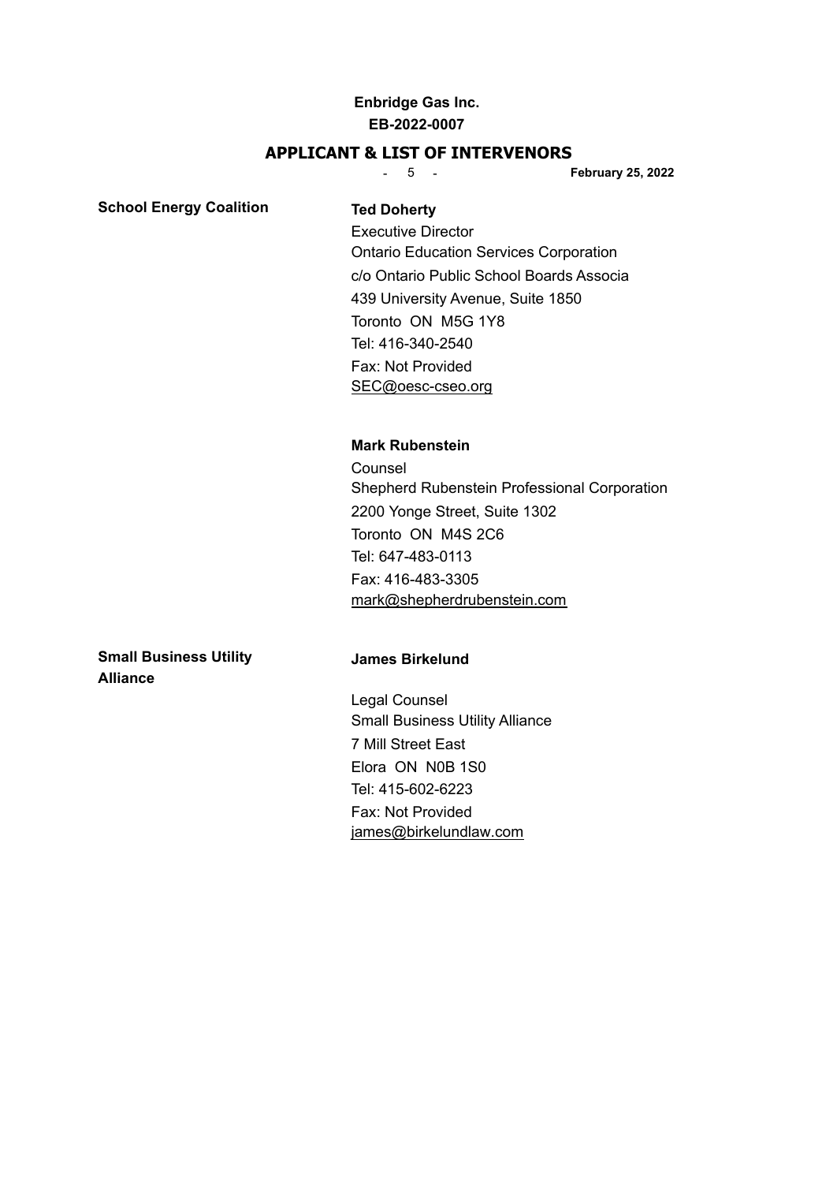| | |
|---|---|
| **School Energy Coalition** | **Ted Doherty**<br>Executive Director<br>Ontario Education Services Corporation<br>c/o Ontario Public School Boards Associa<br>439 University Avenue, Suite 1850<br>Toronto ON M5G 1Y8<br>Tel: 416-340-2540<br>Fax: Not Provided<br>SEC@oesc-cseo.org |
| | **Mark Rubenstein**<br>Counsel<br>Shepherd Rubenstein Professional Corporation<br>2200 Yonge Street, Suite 1302<br>Toronto ON M4S 2C6<br>Tel: 647-483-0113<br>Fax: 416-483-3305<br>mark@shepherdrubenstein.com |
| **Small Business Utility Alliance** | **James Birkelund**<br>Legal Counsel<br>Small Business Utility Alliance<br>7 Mill Street East<br>Elora ON N0B 1S0<br>Tel: 415-602-6223<br>Fax: Not Provided<br>james@birkelundlaw.com |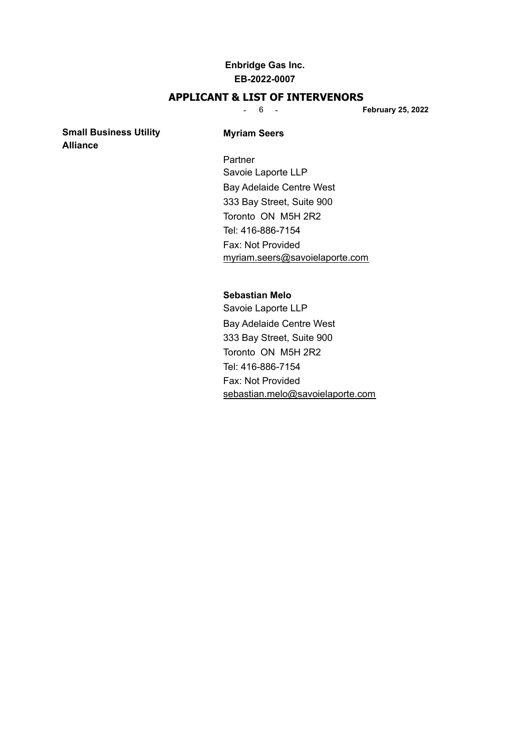| | |
|---|---|
| **Small Business Utility Alliance** | **Myriam Seers**<br><br>Partner<br>Savoie Laporte LLP<br>Bay Adelaide Centre West<br>333 Bay Street, Suite 900<br>Toronto ON M5H 2R2<br>Tel: 416-886-7154<br>Fax: Not Provided<br>myriam.seers@savoielaporte.com |
| | **Sebastian Melo**<br>Savoie Laporte LLP<br>Bay Adelaide Centre West<br>333 Bay Street, Suite 900<br>Toronto ON M5H 2R2<br>Tel: 416-886-7154<br>Fax: Not Provided<br>sebastian.melo@savoielaporte.com |